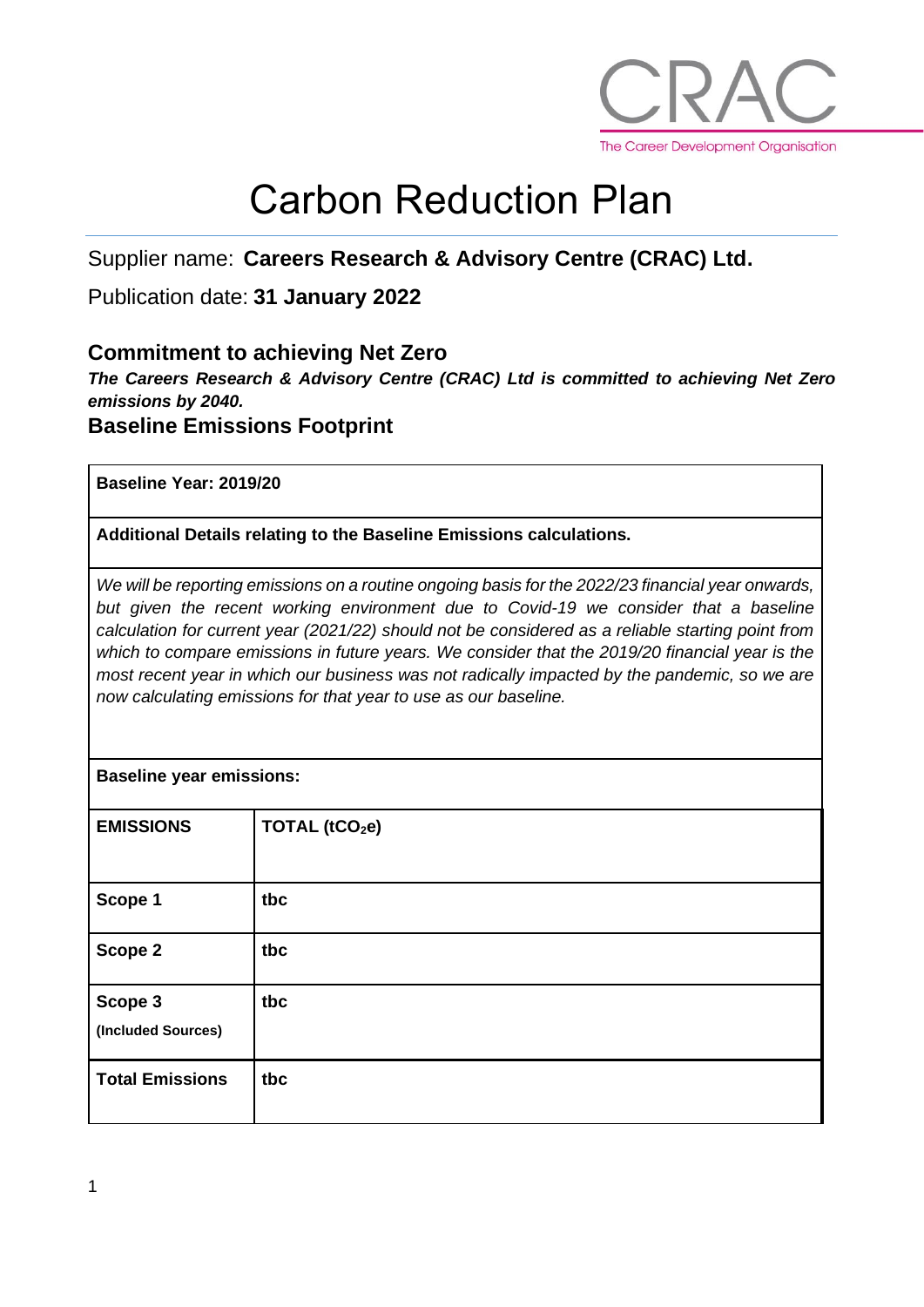CRAC

The Career Development Organisation

# Carbon Reduction Plan

Supplier name: **Careers Research & Advisory Centre (CRAC) Ltd.**

Publication date: **31 January 2022**

## Commitment to achieving Net Zero

***The Careers Research & Advisory Centre (CRAC) Ltd is committed to achieving Net Zero emissions by 2040.***

## Baseline Emissions Footprint

| **Baseline Year: 2019/20** | |
|---|---|
| **Additional Details relating to the Baseline Emissions calculations.** | |
| *We will be reporting emissions on a routine ongoing basis for the 2022/23 financial year onwards, but given the recent working environment due to Covid-19 we consider that a baseline calculation for current year (2021/22) should not be considered as a reliable starting point from which to compare emissions in future years. We consider that the 2019/20 financial year is the most recent year in which our business was not radically impacted by the pandemic, so we are now calculating emissions for that year to use as our baseline.* | |
| **Baseline year emissions:** | |
| **EMISSIONS** | **TOTAL ($tCO_2e$)** |
| **Scope 1** | **tbc** |
| **Scope 2** | **tbc** |
| **Scope 3** (Included Sources) | **tbc** |
| **Total Emissions** | **tbc** |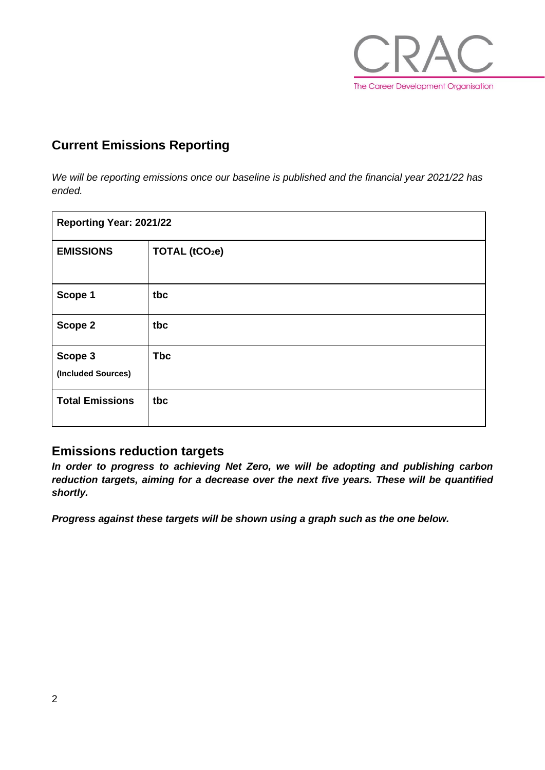## Current Emissions Reporting

*We will be reporting emissions once our baseline is published and the financial year 2021/22 has ended.*

| Reporting Year: 2021/22 | |
|---|---|
| **EMISSIONS** | **TOTAL ($tCO_2e$)** |
| **Scope 1** | **tbc** |
| **Scope 2** | **tbc** |
| **Scope 3 (Included Sources)** | **Tbc** |
| **Total Emissions** | **tbc** |

## Emissions reduction targets

***In order to progress to achieving Net Zero, we will be adopting and publishing carbon reduction targets, aiming for a decrease over the next five years. These will be quantified shortly.***

***Progress against these targets will be shown using a graph such as the one below.***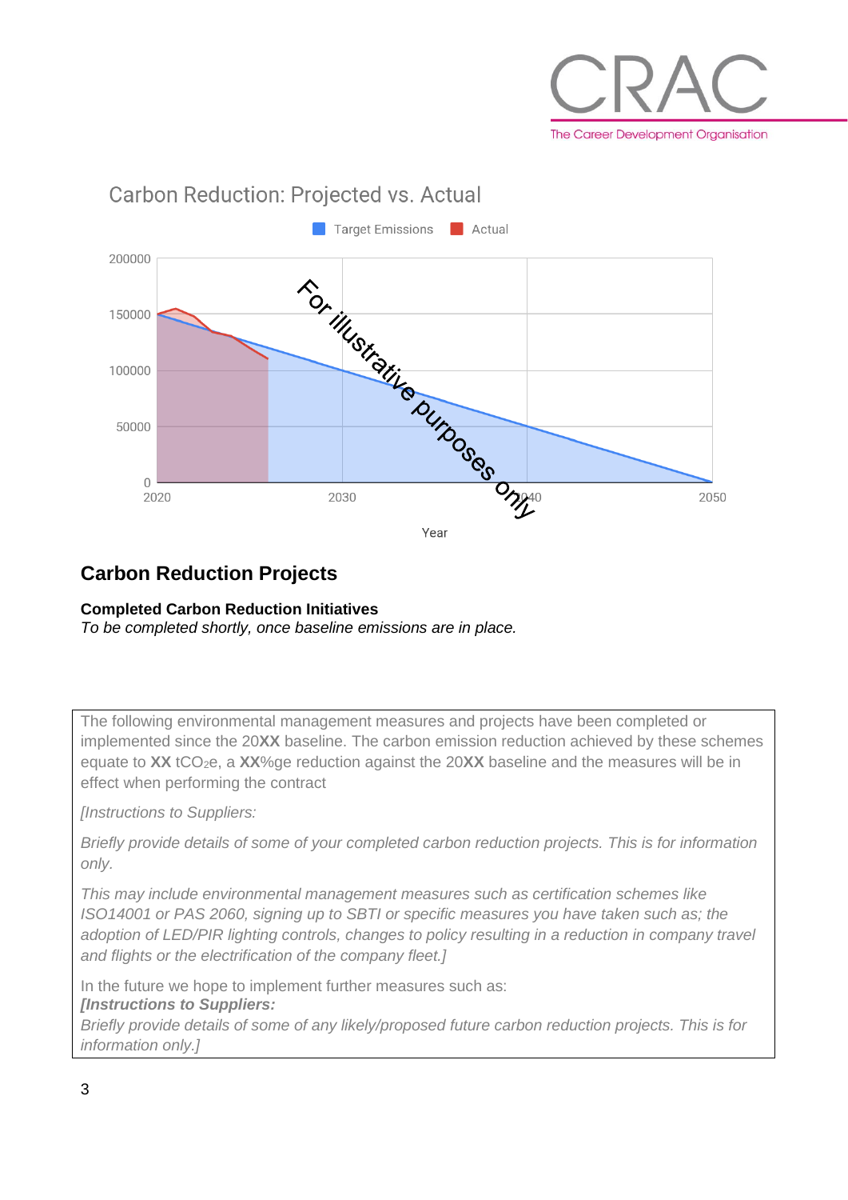## Carbon Reduction: Projected vs. Actual

Target Emissions | Actual

For illustrative purposes only

## Carbon Reduction Projects

**Completed Carbon Reduction Initiatives**

*To be completed shortly, once baseline emissions are in place.*

The following environmental management measures and projects have been completed or implemented since the 20**XX** baseline. The carbon emission reduction achieved by these schemes equate to **XX** $tCO_2e$, a **XX**%ge reduction against the 20**XX** baseline and the measures will be in effect when performing the contract

*[Instructions to Suppliers:*

*Briefly provide details of some of your completed carbon reduction projects. This is for information only.*

*This may include environmental management measures such as certification schemes like ISO14001 or PAS 2060, signing up to SBTI or specific measures you have taken such as; the adoption of LED/PIR lighting controls, changes to policy resulting in a reduction in company travel and flights or the electrification of the company fleet.]*

In the future we hope to implement further measures such as:

***[Instructions to Suppliers:***

*Briefly provide details of some of any likely/proposed future carbon reduction projects. This is for information only.]*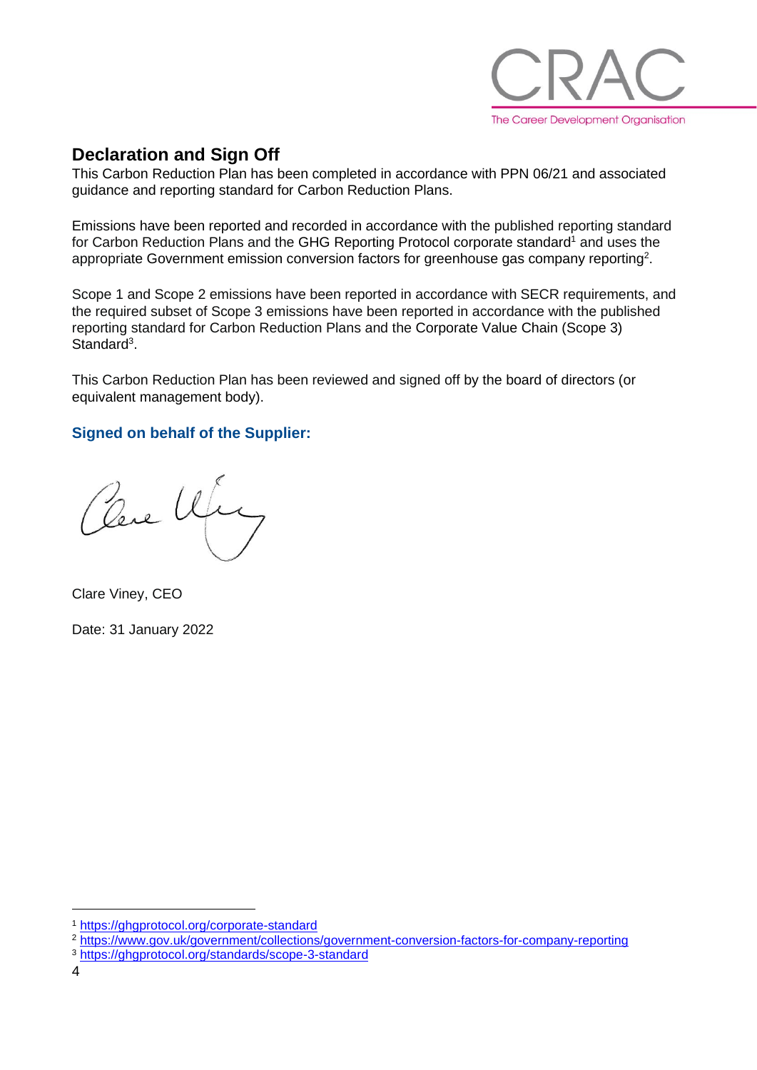## Declaration and Sign Off

This Carbon Reduction Plan has been completed in accordance with PPN 06/21 and associated guidance and reporting standard for Carbon Reduction Plans.

Emissions have been reported and recorded in accordance with the published reporting standard for Carbon Reduction Plans and the GHG Reporting Protocol corporate standard[1] and uses the appropriate Government emission conversion factors for greenhouse gas company reporting[2].

Scope 1 and Scope 2 emissions have been reported in accordance with SECR requirements, and the required subset of Scope 3 emissions have been reported in accordance with the published reporting standard for Carbon Reduction Plans and the Corporate Value Chain (Scope 3) Standard[3].

This Carbon Reduction Plan has been reviewed and signed off by the board of directors (or equivalent management body).

### Signed on behalf of the Supplier:

Clare Viney, CEO

Date: 31 January 2022

---

[1] https://ghgprotocol.org/corporate-standard

[2] https://www.gov.uk/government/collections/government-conversion-factors-for-company-reporting

[3] https://ghgprotocol.org/standards/scope-3-standard